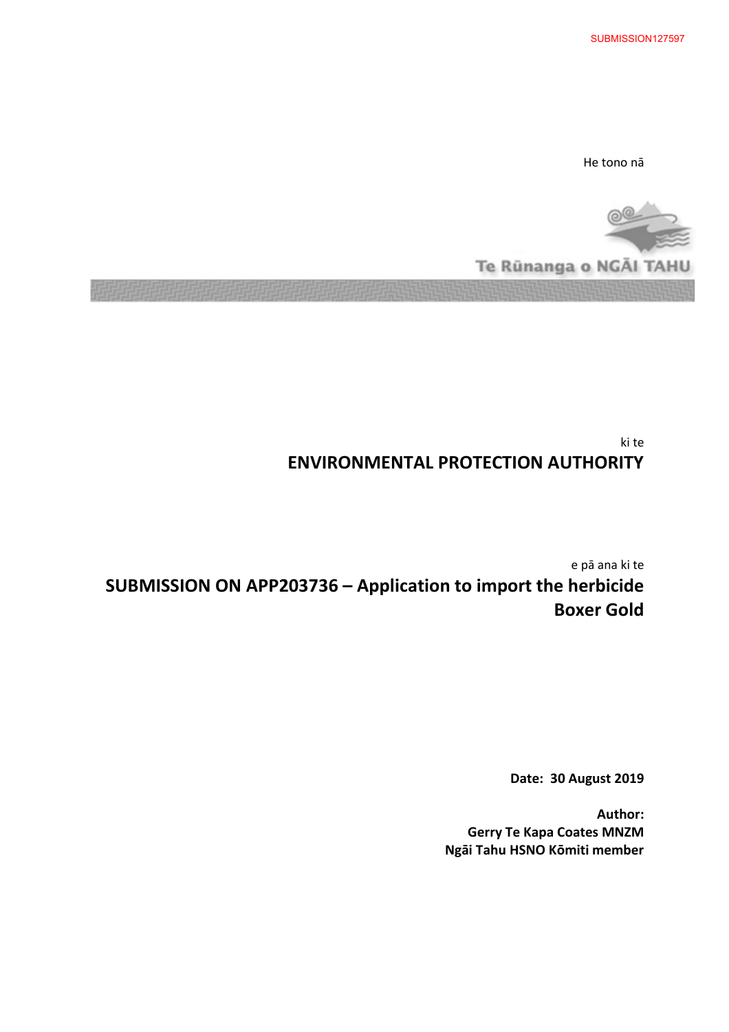SUBMISSION127597

He tono nā

Te Rūnanga o NGĀI TAHU

ki te

**ENVIRONMENTAL PROTECTION AUTHORITY**

e pā ana ki te

# SUBMISSION ON APP203736 – Application to import the herbicide Boxer Gold

**Date: 30 August 2019**

**Author:**
**Gerry Te Kapa Coates MNZM**
**Ngāi Tahu HSNO Kōmiti member**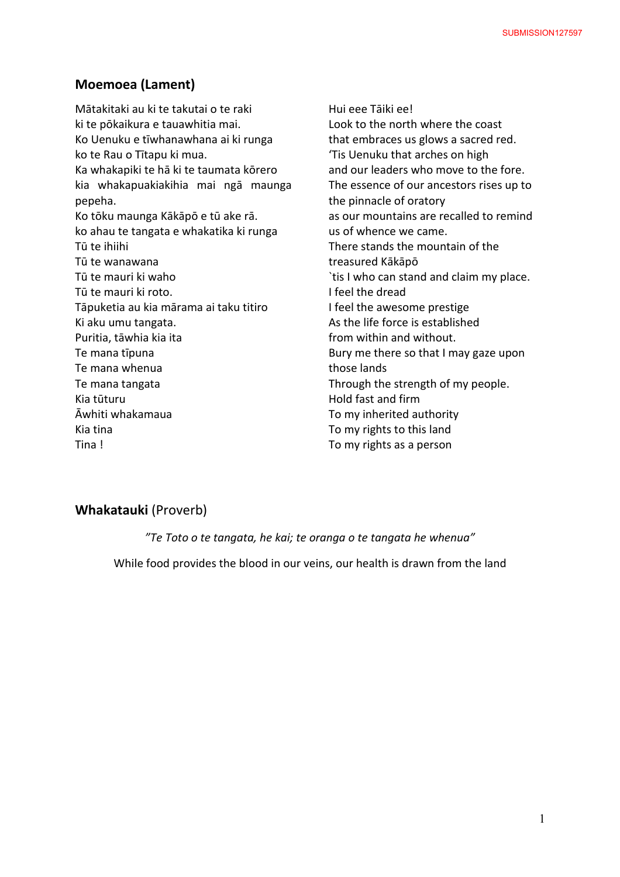## Moemoea (Lament)

| | |
|---|---|
| Mātakitaki au ki te takutai o te raki | Hui eee Tāiki ee! |
| ki te pōkaikura e tauawhitia mai. | Look to the north where the coast |
| Ko Uenuku e tīwhanawhana ai ki runga | that embraces us glows a sacred red. |
| ko te Rau o Tītapu ki mua. | 'Tis Uenuku that arches on high |
| Ka whakapiki te hā ki te taumata kōrero | and our leaders who move to the fore. |
| kia whakapuakiakihia mai ngā maunga pepeha. | The essence of our ancestors rises up to the pinnacle of oratory |
| Ko tōku maunga Kākāpō e tū ake rā. | as our mountains are recalled to remind us of whence we came. |
| ko ahau te tangata e whakatika ki runga | There stands the mountain of the treasured Kākāpō |
| Tū te ihiihi | `tis I who can stand and claim my place. |
| Tū te wanawana | I feel the dread |
| Tū te mauri ki waho | I feel the awesome prestige |
| Tū te mauri ki roto. | As the life force is established |
| Tāpuketia au kia mārama ai taku titiro | from within and without. |
| Ki aku umu tangata. | Bury me there so that I may gaze upon those lands |
| Puritia, tāwhia kia ita | Through the strength of my people. |
| Te mana tīpuna | Hold fast and firm |
| Te mana whenua | To my inherited authority |
| Te mana tangata | To my rights to this land |
| Kia tūturu | To my rights as a person |
| Āwhiti whakamaua | |
| Kia tina | |
| Tina ! | |

## **Whakatauki** (Proverb)

*"Te Toto o te tangata, he kai; te oranga o te tangata he whenua"*

While food provides the blood in our veins, our health is drawn from the land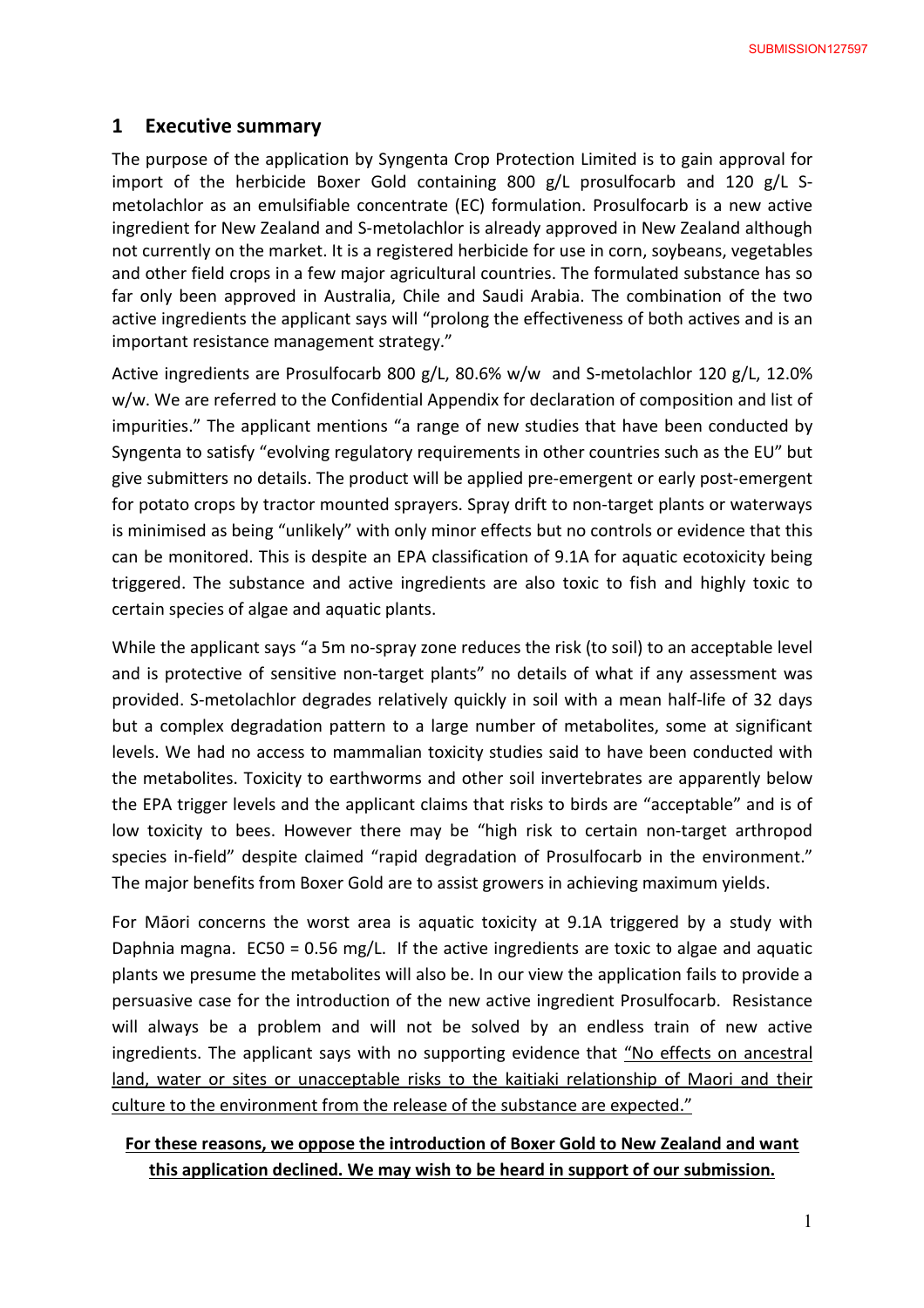## 1 Executive summary

The purpose of the application by Syngenta Crop Protection Limited is to gain approval for import of the herbicide Boxer Gold containing 800 g/L prosulfocarb and 120 g/L S-metolachlor as an emulsifiable concentrate (EC) formulation. Prosulfocarb is a new active ingredient for New Zealand and S-metolachlor is already approved in New Zealand although not currently on the market. It is a registered herbicide for use in corn, soybeans, vegetables and other field crops in a few major agricultural countries. The formulated substance has so far only been approved in Australia, Chile and Saudi Arabia. The combination of the two active ingredients the applicant says will "prolong the effectiveness of both actives and is an important resistance management strategy."

Active ingredients are Prosulfocarb 800 g/L, 80.6% w/w and S-metolachlor 120 g/L, 12.0% w/w. We are referred to the Confidential Appendix for declaration of composition and list of impurities." The applicant mentions "a range of new studies that have been conducted by Syngenta to satisfy "evolving regulatory requirements in other countries such as the EU" but give submitters no details. The product will be applied pre-emergent or early post-emergent for potato crops by tractor mounted sprayers. Spray drift to non-target plants or waterways is minimised as being "unlikely" with only minor effects but no controls or evidence that this can be monitored. This is despite an EPA classification of 9.1A for aquatic ecotoxicity being triggered. The substance and active ingredients are also toxic to fish and highly toxic to certain species of algae and aquatic plants.

While the applicant says "a 5m no-spray zone reduces the risk (to soil) to an acceptable level and is protective of sensitive non-target plants" no details of what if any assessment was provided. S-metolachlor degrades relatively quickly in soil with a mean half-life of 32 days but a complex degradation pattern to a large number of metabolites, some at significant levels. We had no access to mammalian toxicity studies said to have been conducted with the metabolites. Toxicity to earthworms and other soil invertebrates are apparently below the EPA trigger levels and the applicant claims that risks to birds are "acceptable" and is of low toxicity to bees. However there may be "high risk to certain non-target arthropod species in-field" despite claimed "rapid degradation of Prosulfocarb in the environment." The major benefits from Boxer Gold are to assist growers in achieving maximum yields.

For Māori concerns the worst area is aquatic toxicity at 9.1A triggered by a study with Daphnia magna. EC50 = 0.56 mg/L. If the active ingredients are toxic to algae and aquatic plants we presume the metabolites will also be. In our view the application fails to provide a persuasive case for the introduction of the new active ingredient Prosulfocarb. Resistance will always be a problem and will not be solved by an endless train of new active ingredients. The applicant says with no supporting evidence that <u>"No effects on ancestral land, water or sites or unacceptable risks to the kaitiaki relationship of Maori and their culture to the environment from the release of the substance are expected."</u>

**<u>For these reasons, we oppose the introduction of Boxer Gold to New Zealand and want this application declined. We may wish to be heard in support of our submission.</u>**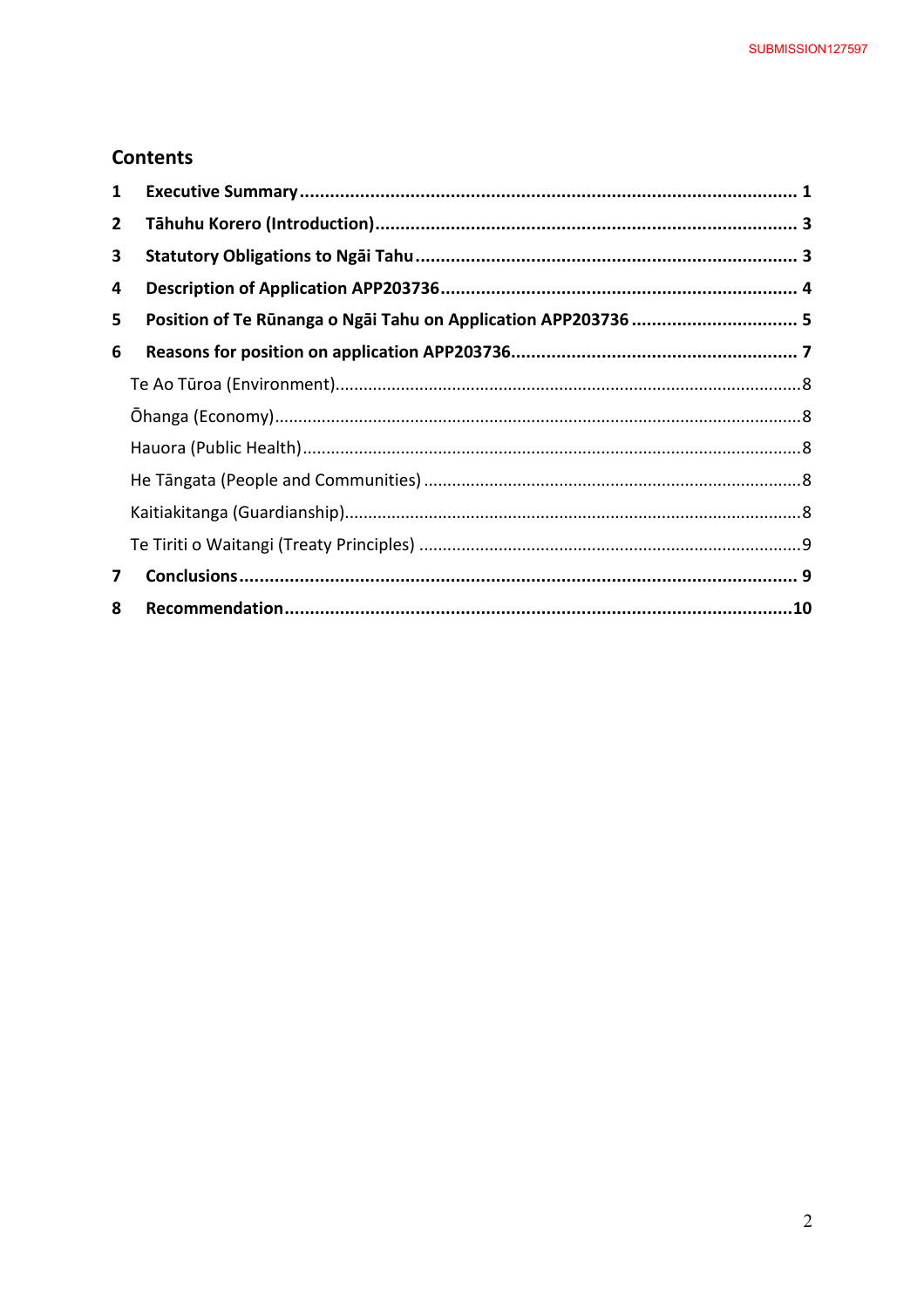## Contents

| | | |
|---|---|---|
| **1** | **Executive Summary** | **1** |
| **2** | **Tāhuhu Korero (Introduction)** | **3** |
| **3** | **Statutory Obligations to Ngāi Tahu** | **3** |
| **4** | **Description of Application APP203736** | **4** |
| **5** | **Position of Te Rūnanga o Ngāi Tahu on Application APP203736** | **5** |
| **6** | **Reasons for position on application APP203736** | **7** |
| | Te Ao Tūroa (Environment) | 8 |
| | Ōhanga (Economy) | 8 |
| | Hauora (Public Health) | 8 |
| | He Tāngata (People and Communities) | 8 |
| | Kaitiakitanga (Guardianship) | 8 |
| | Te Tiriti o Waitangi (Treaty Principles) | 9 |
| **7** | **Conclusions** | **9** |
| **8** | **Recommendation** | **10** |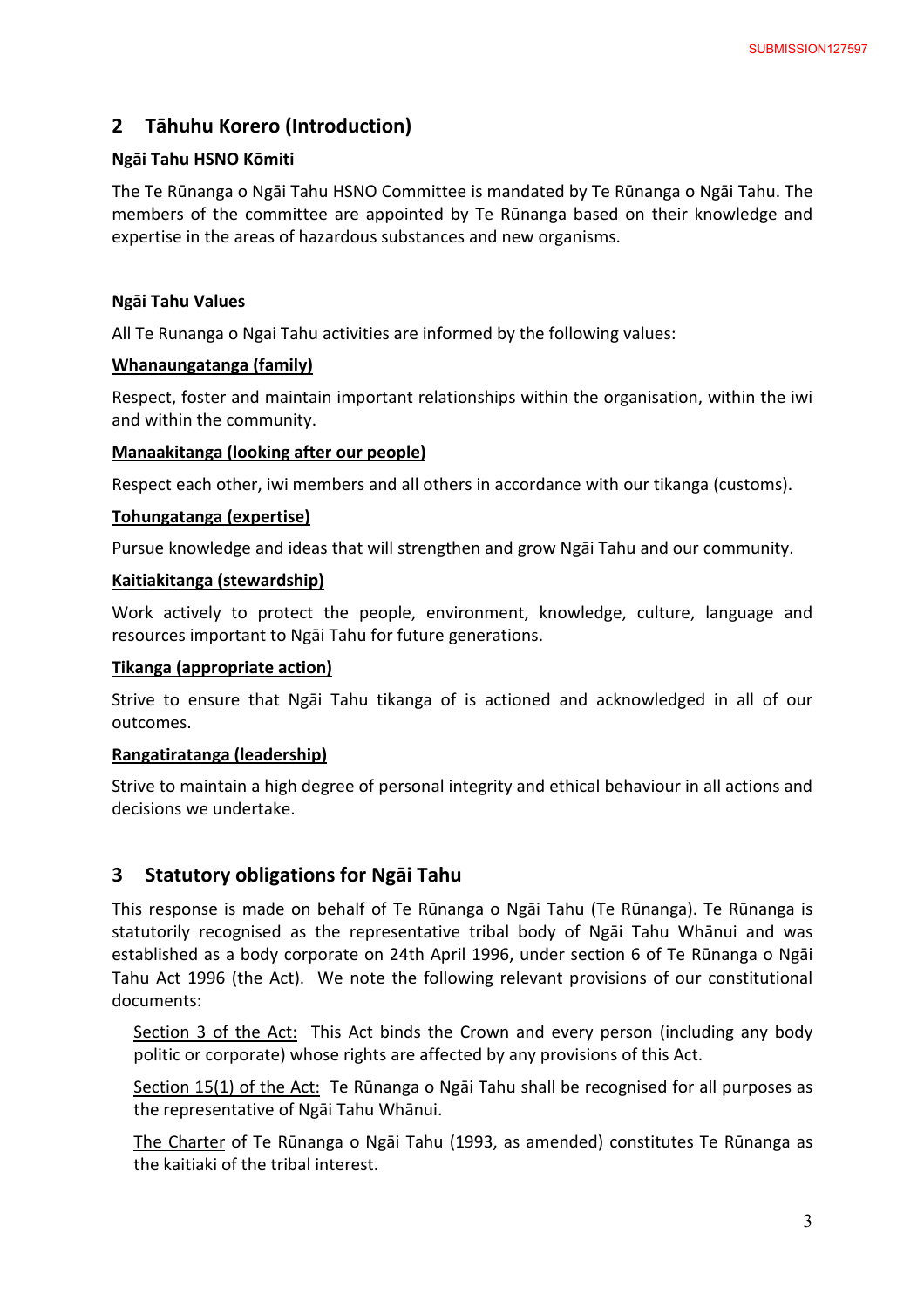## 2 Tāhuhu Korero (Introduction)

**Ngāi Tahu HSNO Kōmiti**

The Te Rūnanga o Ngāi Tahu HSNO Committee is mandated by Te Rūnanga o Ngāi Tahu. The members of the committee are appointed by Te Rūnanga based on their knowledge and expertise in the areas of hazardous substances and new organisms.

**Ngāi Tahu Values**

All Te Runanga o Ngai Tahu activities are informed by the following values:

**<u>Whanaungatanga (family)</u>**

Respect, foster and maintain important relationships within the organisation, within the iwi and within the community.

**<u>Manaakitanga (looking after our people)</u>**

Respect each other, iwi members and all others in accordance with our tikanga (customs).

**<u>Tohungatanga (expertise)</u>**

Pursue knowledge and ideas that will strengthen and grow Ngāi Tahu and our community.

**<u>Kaitiakitanga (stewardship)</u>**

Work actively to protect the people, environment, knowledge, culture, language and resources important to Ngāi Tahu for future generations.

**<u>Tikanga (appropriate action)</u>**

Strive to ensure that Ngāi Tahu tikanga of is actioned and acknowledged in all of our outcomes.

**<u>Rangatiratanga (leadership)</u>**

Strive to maintain a high degree of personal integrity and ethical behaviour in all actions and decisions we undertake.

## 3 Statutory obligations for Ngāi Tahu

This response is made on behalf of Te Rūnanga o Ngāi Tahu (Te Rūnanga). Te Rūnanga is statutorily recognised as the representative tribal body of Ngāi Tahu Whānui and was established as a body corporate on 24th April 1996, under section 6 of Te Rūnanga o Ngāi Tahu Act 1996 (the Act). We note the following relevant provisions of our constitutional documents:

> <u>Section 3 of the Act:</u> This Act binds the Crown and every person (including any body politic or corporate) whose rights are affected by any provisions of this Act.
>
> <u>Section 15(1) of the Act:</u> Te Rūnanga o Ngāi Tahu shall be recognised for all purposes as the representative of Ngāi Tahu Whānui.
>
> <u>The Charter</u> of Te Rūnanga o Ngāi Tahu (1993, as amended) constitutes Te Rūnanga as the kaitiaki of the tribal interest.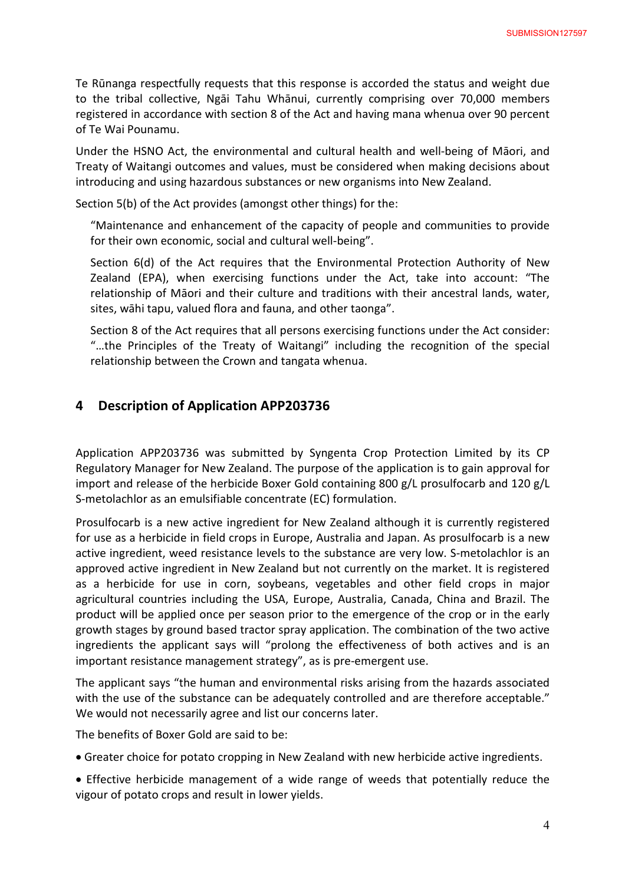Te Rūnanga respectfully requests that this response is accorded the status and weight due to the tribal collective, Ngāi Tahu Whānui, currently comprising over 70,000 members registered in accordance with section 8 of the Act and having mana whenua over 90 percent of Te Wai Pounamu.

Under the HSNO Act, the environmental and cultural health and well-being of Māori, and Treaty of Waitangi outcomes and values, must be considered when making decisions about introducing and using hazardous substances or new organisms into New Zealand.

Section 5(b) of the Act provides (amongst other things) for the:

> "Maintenance and enhancement of the capacity of people and communities to provide for their own economic, social and cultural well-being".
>
> Section 6(d) of the Act requires that the Environmental Protection Authority of New Zealand (EPA), when exercising functions under the Act, take into account: "The relationship of Māori and their culture and traditions with their ancestral lands, water, sites, wāhi tapu, valued flora and fauna, and other taonga".
>
> Section 8 of the Act requires that all persons exercising functions under the Act consider: "…the Principles of the Treaty of Waitangi" including the recognition of the special relationship between the Crown and tangata whenua.

## 4 Description of Application APP203736

Application APP203736 was submitted by Syngenta Crop Protection Limited by its CP Regulatory Manager for New Zealand. The purpose of the application is to gain approval for import and release of the herbicide Boxer Gold containing 800 g/L prosulfocarb and 120 g/L S-metolachlor as an emulsifiable concentrate (EC) formulation.

Prosulfocarb is a new active ingredient for New Zealand although it is currently registered for use as a herbicide in field crops in Europe, Australia and Japan. As prosulfocarb is a new active ingredient, weed resistance levels to the substance are very low. S-metolachlor is an approved active ingredient in New Zealand but not currently on the market. It is registered as a herbicide for use in corn, soybeans, vegetables and other field crops in major agricultural countries including the USA, Europe, Australia, Canada, China and Brazil. The product will be applied once per season prior to the emergence of the crop or in the early growth stages by ground based tractor spray application. The combination of the two active ingredients the applicant says will "prolong the effectiveness of both actives and is an important resistance management strategy", as is pre-emergent use.

The applicant says "the human and environmental risks arising from the hazards associated with the use of the substance can be adequately controlled and are therefore acceptable." We would not necessarily agree and list our concerns later.

The benefits of Boxer Gold are said to be:

- Greater choice for potato cropping in New Zealand with new herbicide active ingredients.
- Effective herbicide management of a wide range of weeds that potentially reduce the vigour of potato crops and result in lower yields.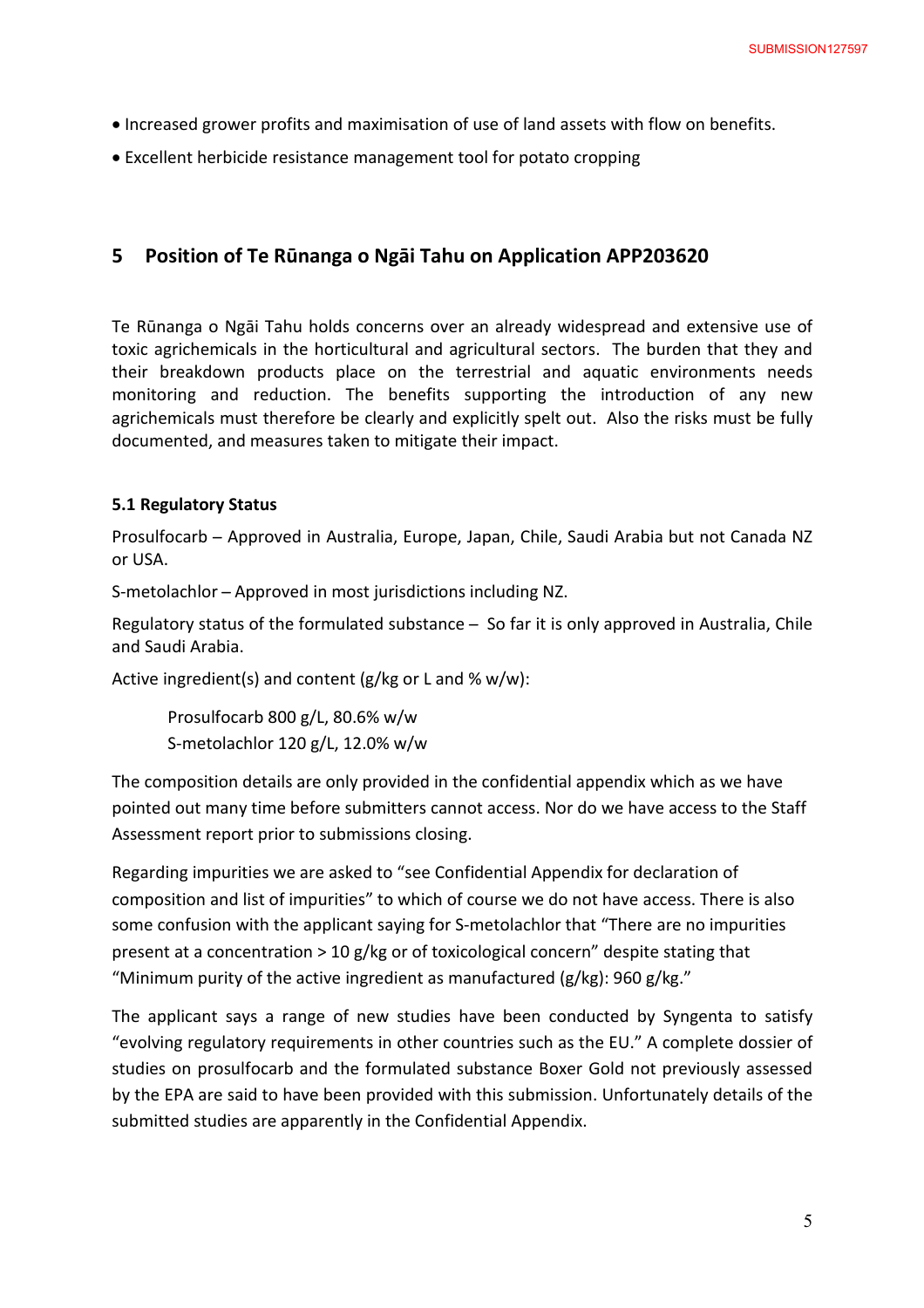- Increased grower profits and maximisation of use of land assets with flow on benefits.
- Excellent herbicide resistance management tool for potato cropping

## 5 Position of Te Rūnanga o Ngāi Tahu on Application APP203620

Te Rūnanga o Ngāi Tahu holds concerns over an already widespread and extensive use of toxic agrichemicals in the horticultural and agricultural sectors. The burden that they and their breakdown products place on the terrestrial and aquatic environments needs monitoring and reduction. The benefits supporting the introduction of any new agrichemicals must therefore be clearly and explicitly spelt out. Also the risks must be fully documented, and measures taken to mitigate their impact.

### 5.1 Regulatory Status

Prosulfocarb – Approved in Australia, Europe, Japan, Chile, Saudi Arabia but not Canada NZ or USA.

S-metolachlor – Approved in most jurisdictions including NZ.

Regulatory status of the formulated substance – So far it is only approved in Australia, Chile and Saudi Arabia.

Active ingredient(s) and content (g/kg or L and % w/w):

Prosulfocarb 800 g/L, 80.6% w/w
S-metolachlor 120 g/L, 12.0% w/w

The composition details are only provided in the confidential appendix which as we have pointed out many time before submitters cannot access. Nor do we have access to the Staff Assessment report prior to submissions closing.

Regarding impurities we are asked to "see Confidential Appendix for declaration of composition and list of impurities" to which of course we do not have access. There is also some confusion with the applicant saying for S-metolachlor that "There are no impurities present at a concentration > 10 g/kg or of toxicological concern" despite stating that "Minimum purity of the active ingredient as manufactured (g/kg): 960 g/kg."

The applicant says a range of new studies have been conducted by Syngenta to satisfy "evolving regulatory requirements in other countries such as the EU." A complete dossier of studies on prosulfocarb and the formulated substance Boxer Gold not previously assessed by the EPA are said to have been provided with this submission. Unfortunately details of the submitted studies are apparently in the Confidential Appendix.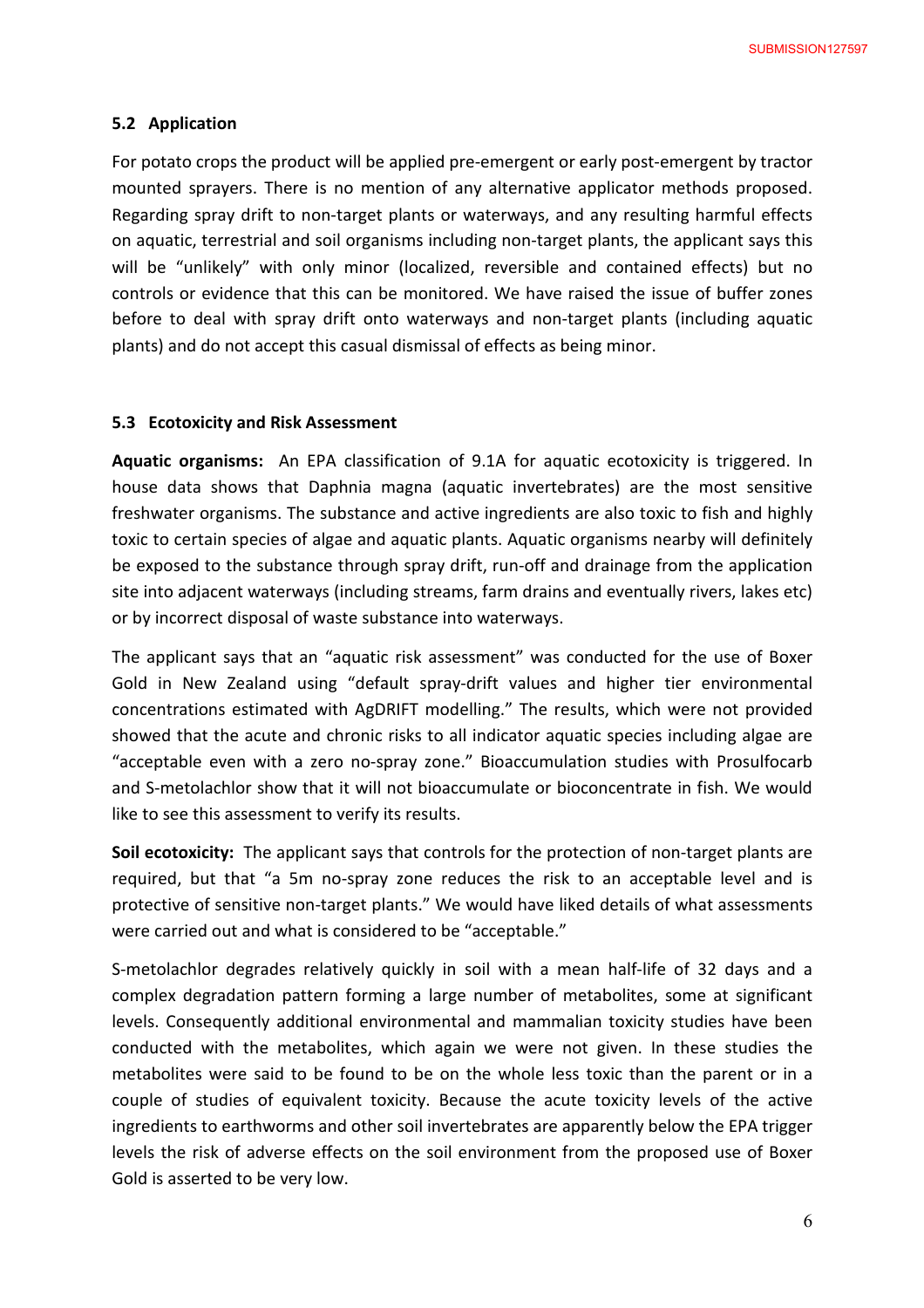### 5.2 Application

For potato crops the product will be applied pre-emergent or early post-emergent by tractor mounted sprayers. There is no mention of any alternative applicator methods proposed. Regarding spray drift to non-target plants or waterways, and any resulting harmful effects on aquatic, terrestrial and soil organisms including non-target plants, the applicant says this will be "unlikely" with only minor (localized, reversible and contained effects) but no controls or evidence that this can be monitored. We have raised the issue of buffer zones before to deal with spray drift onto waterways and non-target plants (including aquatic plants) and do not accept this casual dismissal of effects as being minor.

### 5.3 Ecotoxicity and Risk Assessment

**Aquatic organisms:** An EPA classification of 9.1A for aquatic ecotoxicity is triggered. In house data shows that Daphnia magna (aquatic invertebrates) are the most sensitive freshwater organisms. The substance and active ingredients are also toxic to fish and highly toxic to certain species of algae and aquatic plants. Aquatic organisms nearby will definitely be exposed to the substance through spray drift, run-off and drainage from the application site into adjacent waterways (including streams, farm drains and eventually rivers, lakes etc) or by incorrect disposal of waste substance into waterways.

The applicant says that an "aquatic risk assessment" was conducted for the use of Boxer Gold in New Zealand using "default spray-drift values and higher tier environmental concentrations estimated with AgDRIFT modelling." The results, which were not provided showed that the acute and chronic risks to all indicator aquatic species including algae are "acceptable even with a zero no-spray zone." Bioaccumulation studies with Prosulfocarb and S-metolachlor show that it will not bioaccumulate or bioconcentrate in fish. We would like to see this assessment to verify its results.

**Soil ecotoxicity:** The applicant says that controls for the protection of non-target plants are required, but that "a 5m no-spray zone reduces the risk to an acceptable level and is protective of sensitive non-target plants." We would have liked details of what assessments were carried out and what is considered to be "acceptable."

S-metolachlor degrades relatively quickly in soil with a mean half-life of 32 days and a complex degradation pattern forming a large number of metabolites, some at significant levels. Consequently additional environmental and mammalian toxicity studies have been conducted with the metabolites, which again we were not given. In these studies the metabolites were said to be found to be on the whole less toxic than the parent or in a couple of studies of equivalent toxicity. Because the acute toxicity levels of the active ingredients to earthworms and other soil invertebrates are apparently below the EPA trigger levels the risk of adverse effects on the soil environment from the proposed use of Boxer Gold is asserted to be very low.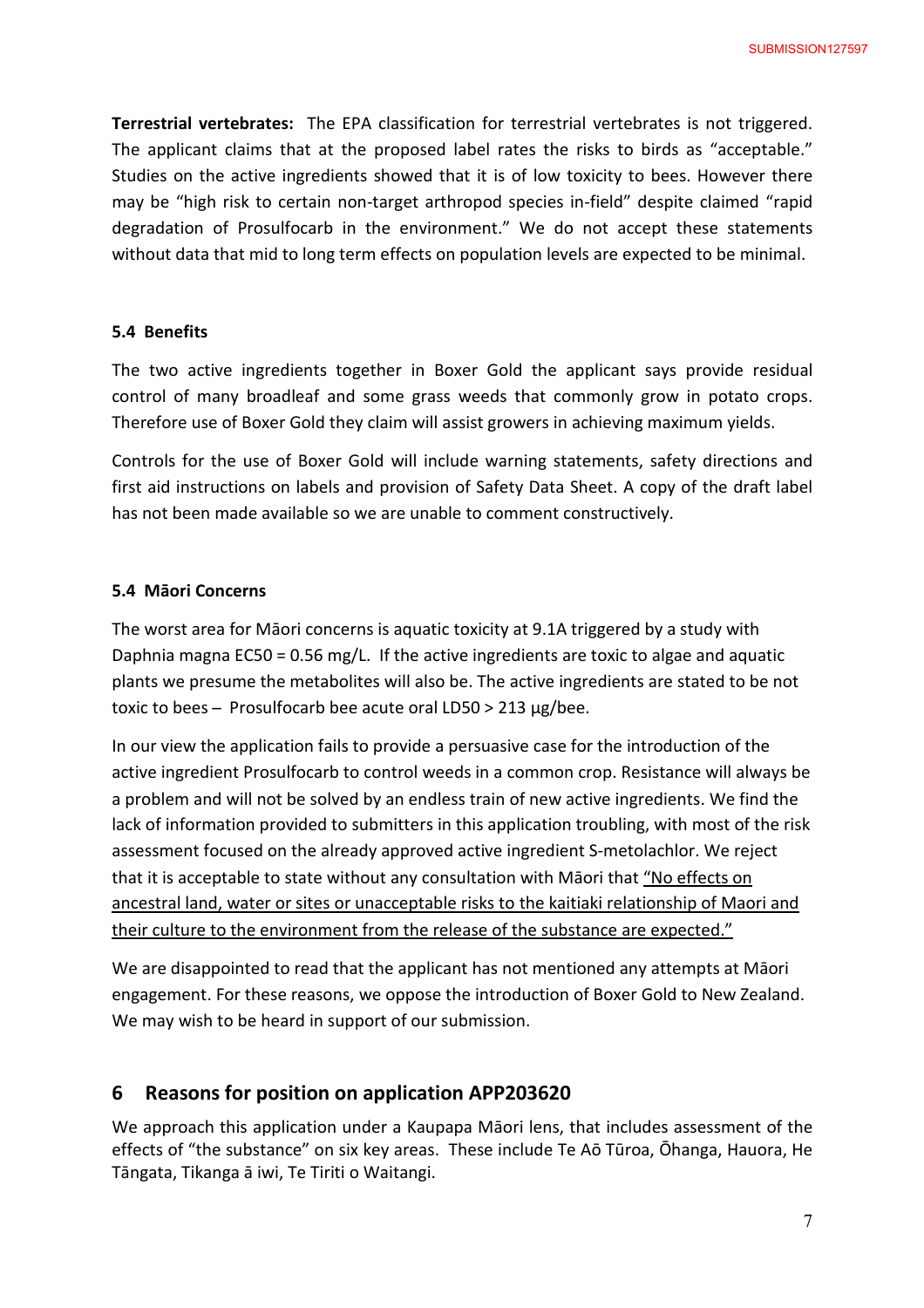**Terrestrial vertebrates:** The EPA classification for terrestrial vertebrates is not triggered. The applicant claims that at the proposed label rates the risks to birds as "acceptable." Studies on the active ingredients showed that it is of low toxicity to bees. However there may be "high risk to certain non-target arthropod species in-field" despite claimed "rapid degradation of Prosulfocarb in the environment." We do not accept these statements without data that mid to long term effects on population levels are expected to be minimal.

### 5.4 Benefits

The two active ingredients together in Boxer Gold the applicant says provide residual control of many broadleaf and some grass weeds that commonly grow in potato crops. Therefore use of Boxer Gold they claim will assist growers in achieving maximum yields.

Controls for the use of Boxer Gold will include warning statements, safety directions and first aid instructions on labels and provision of Safety Data Sheet. A copy of the draft label has not been made available so we are unable to comment constructively.

### 5.4 Māori Concerns

The worst area for Māori concerns is aquatic toxicity at 9.1A triggered by a study with Daphnia magna EC50 = 0.56 mg/L. If the active ingredients are toxic to algae and aquatic plants we presume the metabolites will also be. The active ingredients are stated to be not toxic to bees – Prosulfocarb bee acute oral LD50 > 213 μg/bee.

In our view the application fails to provide a persuasive case for the introduction of the active ingredient Prosulfocarb to control weeds in a common crop. Resistance will always be a problem and will not be solved by an endless train of new active ingredients. We find the lack of information provided to submitters in this application troubling, with most of the risk assessment focused on the already approved active ingredient S-metolachlor. We reject that it is acceptable to state without any consultation with Māori that "No effects on ancestral land, water or sites or unacceptable risks to the kaitiaki relationship of Maori and their culture to the environment from the release of the substance are expected."

We are disappointed to read that the applicant has not mentioned any attempts at Māori engagement. For these reasons, we oppose the introduction of Boxer Gold to New Zealand. We may wish to be heard in support of our submission.

## 6 Reasons for position on application APP203620

We approach this application under a Kaupapa Māori lens, that includes assessment of the effects of "the substance" on six key areas. These include Te Aō Tūroa, Ōhanga, Hauora, He Tāngata, Tikanga ā iwi, Te Tiriti o Waitangi.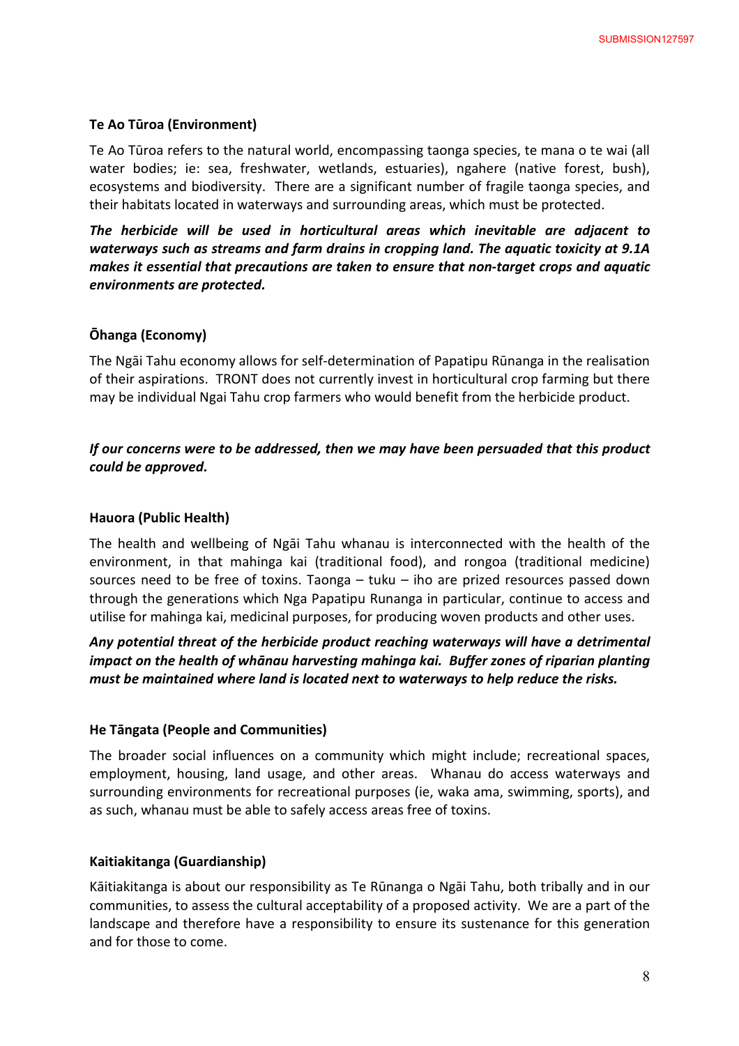**Te Ao Tūroa (Environment)**

Te Ao Tūroa refers to the natural world, encompassing taonga species, te mana o te wai (all water bodies; ie: sea, freshwater, wetlands, estuaries), ngahere (native forest, bush), ecosystems and biodiversity. There are a significant number of fragile taonga species, and their habitats located in waterways and surrounding areas, which must be protected.

***The herbicide will be used in horticultural areas which inevitable are adjacent to waterways such as streams and farm drains in cropping land. The aquatic toxicity at 9.1A makes it essential that precautions are taken to ensure that non-target crops and aquatic environments are protected.***

**Ōhanga (Economy)**

The Ngāi Tahu economy allows for self-determination of Papatipu Rūnanga in the realisation of their aspirations. TRONT does not currently invest in horticultural crop farming but there may be individual Ngai Tahu crop farmers who would benefit from the herbicide product.

***If our concerns were to be addressed, then we may have been persuaded that this product could be approved.***

**Hauora (Public Health)**

The health and wellbeing of Ngāi Tahu whanau is interconnected with the health of the environment, in that mahinga kai (traditional food), and rongoa (traditional medicine) sources need to be free of toxins. Taonga – tuku – iho are prized resources passed down through the generations which Nga Papatipu Runanga in particular, continue to access and utilise for mahinga kai, medicinal purposes, for producing woven products and other uses.

***Any potential threat of the herbicide product reaching waterways will have a detrimental impact on the health of whānau harvesting mahinga kai. Buffer zones of riparian planting must be maintained where land is located next to waterways to help reduce the risks.***

**He Tāngata (People and Communities)**

The broader social influences on a community which might include; recreational spaces, employment, housing, land usage, and other areas. Whanau do access waterways and surrounding environments for recreational purposes (ie, waka ama, swimming, sports), and as such, whanau must be able to safely access areas free of toxins.

**Kaitiakitanga (Guardianship)**

Kāitiakitanga is about our responsibility as Te Rūnanga o Ngāi Tahu, both tribally and in our communities, to assess the cultural acceptability of a proposed activity. We are a part of the landscape and therefore have a responsibility to ensure its sustenance for this generation and for those to come.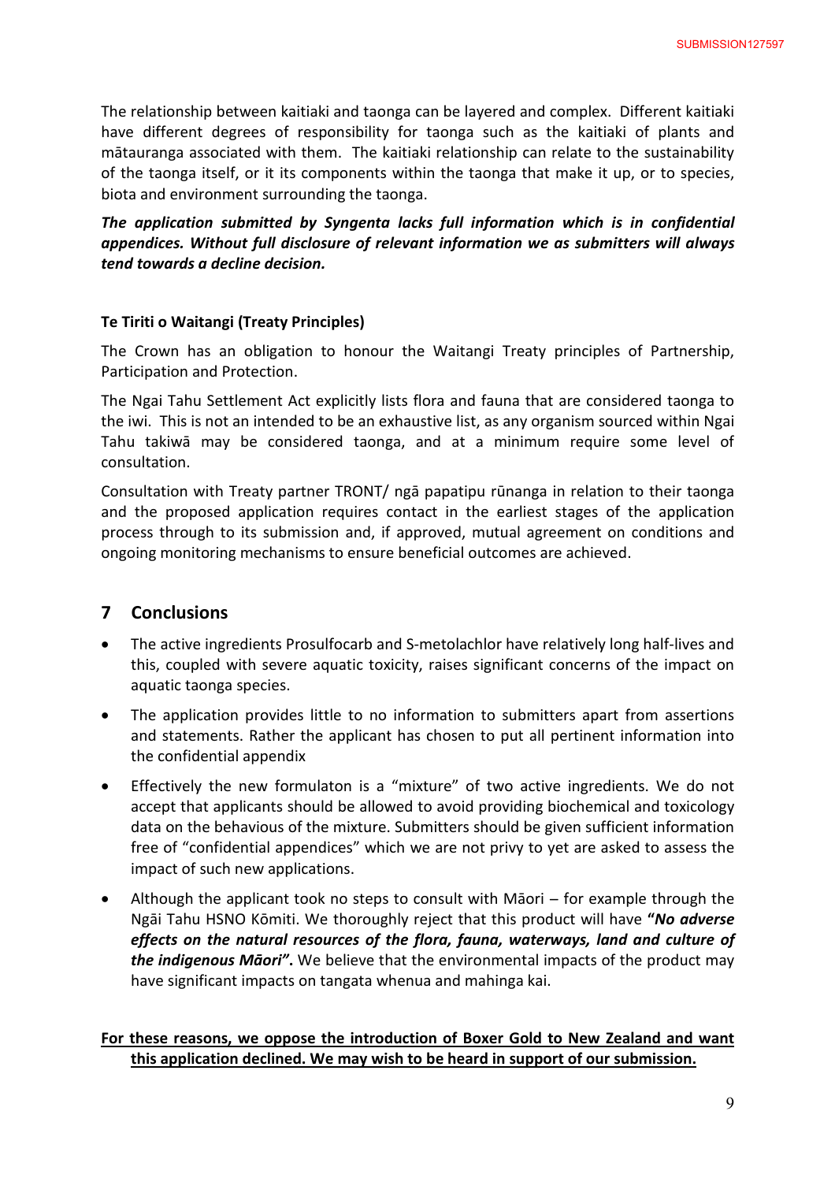The relationship between kaitiaki and taonga can be layered and complex. Different kaitiaki have different degrees of responsibility for taonga such as the kaitiaki of plants and mātauranga associated with them. The kaitiaki relationship can relate to the sustainability of the taonga itself, or it its components within the taonga that make it up, or to species, biota and environment surrounding the taonga.

***The application submitted by Syngenta lacks full information which is in confidential appendices. Without full disclosure of relevant information we as submitters will always tend towards a decline decision.***

**Te Tiriti o Waitangi (Treaty Principles)**

The Crown has an obligation to honour the Waitangi Treaty principles of Partnership, Participation and Protection.

The Ngai Tahu Settlement Act explicitly lists flora and fauna that are considered taonga to the iwi. This is not an intended to be an exhaustive list, as any organism sourced within Ngai Tahu takiwā may be considered taonga, and at a minimum require some level of consultation.

Consultation with Treaty partner TRONT/ ngā papatipu rūnanga in relation to their taonga and the proposed application requires contact in the earliest stages of the application process through to its submission and, if approved, mutual agreement on conditions and ongoing monitoring mechanisms to ensure beneficial outcomes are achieved.

## 7 Conclusions

- The active ingredients Prosulfocarb and S-metolachlor have relatively long half-lives and this, coupled with severe aquatic toxicity, raises significant concerns of the impact on aquatic taonga species.
- The application provides little to no information to submitters apart from assertions and statements. Rather the applicant has chosen to put all pertinent information into the confidential appendix
- Effectively the new formulaton is a "mixture" of two active ingredients. We do not accept that applicants should be allowed to avoid providing biochemical and toxicology data on the behavious of the mixture. Submitters should be given sufficient information free of "confidential appendices" which we are not privy to yet are asked to assess the impact of such new applications.
- Although the applicant took no steps to consult with Māori – for example through the Ngāi Tahu HSNO Kōmiti. We thoroughly reject that this product will have **"*No adverse effects on the natural resources of the flora, fauna, waterways, land and culture of the indigenous Māori*"**. We believe that the environmental impacts of the product may have significant impacts on tangata whenua and mahinga kai.

<u>**For these reasons, we oppose the introduction of Boxer Gold to New Zealand and want this application declined. We may wish to be heard in support of our submission.**</u>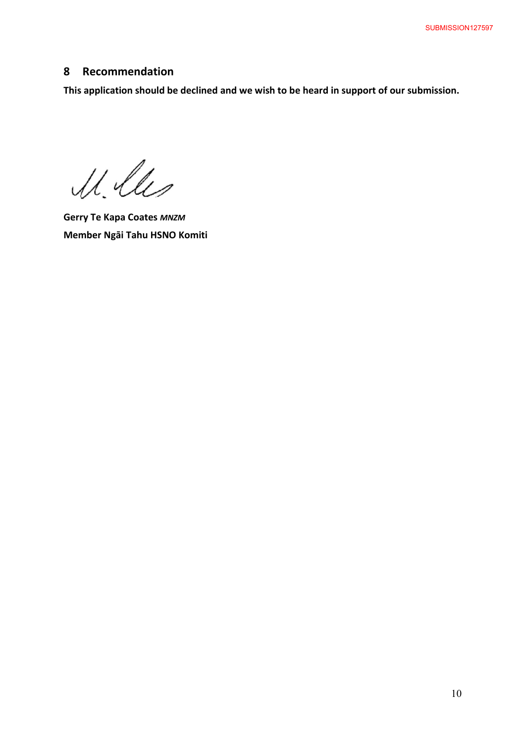## 8 Recommendation

**This application should be declined and we wish to be heard in support of our submission.**

**Gerry Te Kapa Coates** ***MNZM***
**Member Ngāi Tahu HSNO Komiti**